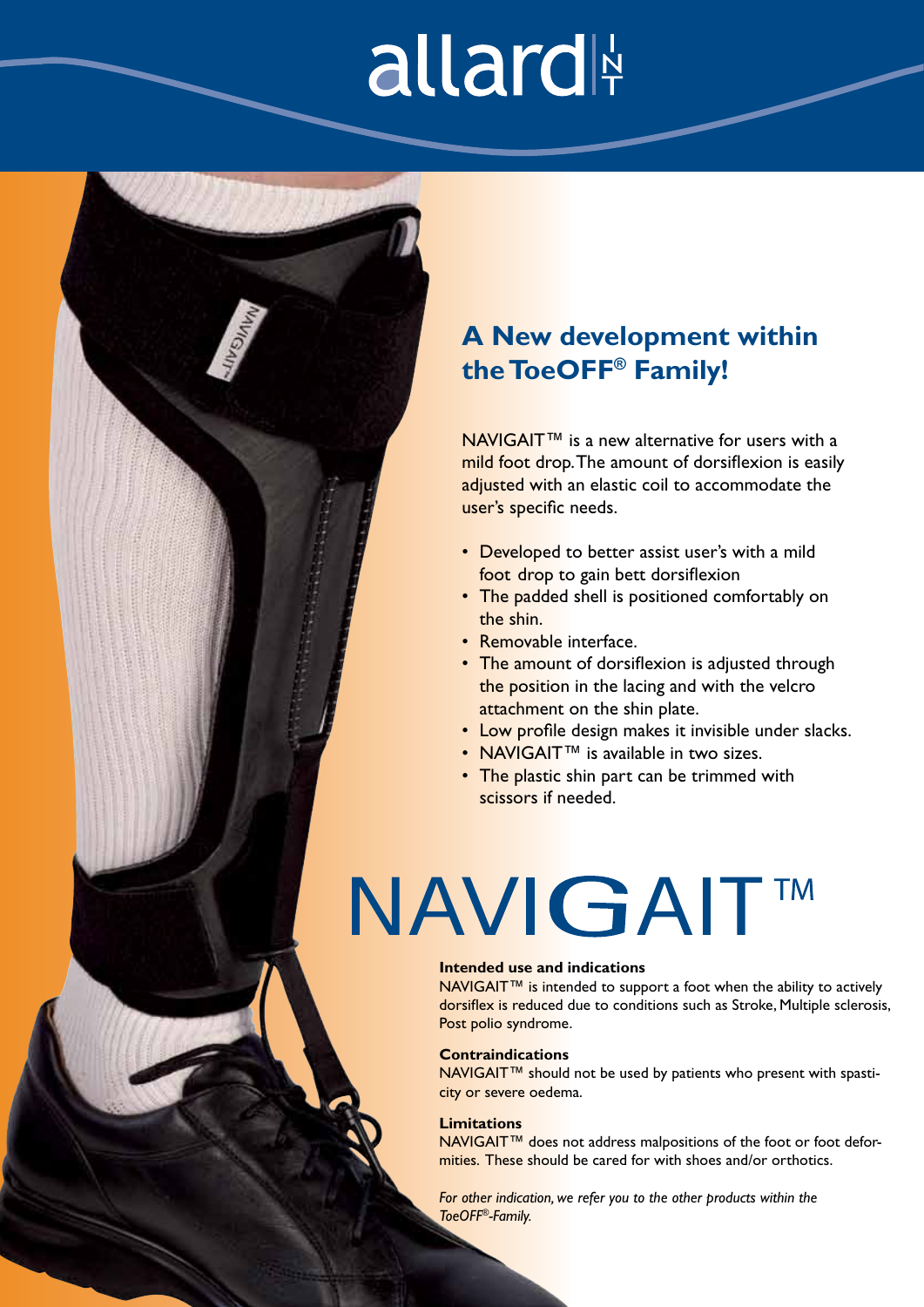# allard

## A New development within the ToeOFF® Family!

NAVIGAIT™ is a new alternative for users with a mild foot drop. The amount of dorsiflexion is easily adjusted with an elastic coil to accommodate the user's specific needs.

- Developed to better assist user's with a mild foot drop to gain bett dorsiflexion
- The padded shell is positioned comfortably on the shin.
- Removable interface.
- The amount of dorsiflexion is adjusted through the position in the lacing and with the velcro attachment on the shin plate.
- Low profile design makes it invisible under slacks.
- NAVIGAIT™ is available in two sizes.
- The plastic shin part can be trimmed with scissors if needed.

# NAVIGAIT™

**Intended use and indications**

NAVIGAIT™ is intended to support a foot when the ability to actively dorsiflex is reduced due to conditions such as Stroke, Multiple sclerosis, Post polio syndrome.

**Contraindications**

NAVIGAIT™ should not be used by patients who present with spasticity or severe oedema.

**Limitations**

NAVIGAIT™ does not address malpositions of the foot or foot deformities. These should be cared for with shoes and/or orthotics.

*For other indication, we refer you to the other products within the ToeOFF®-Family.*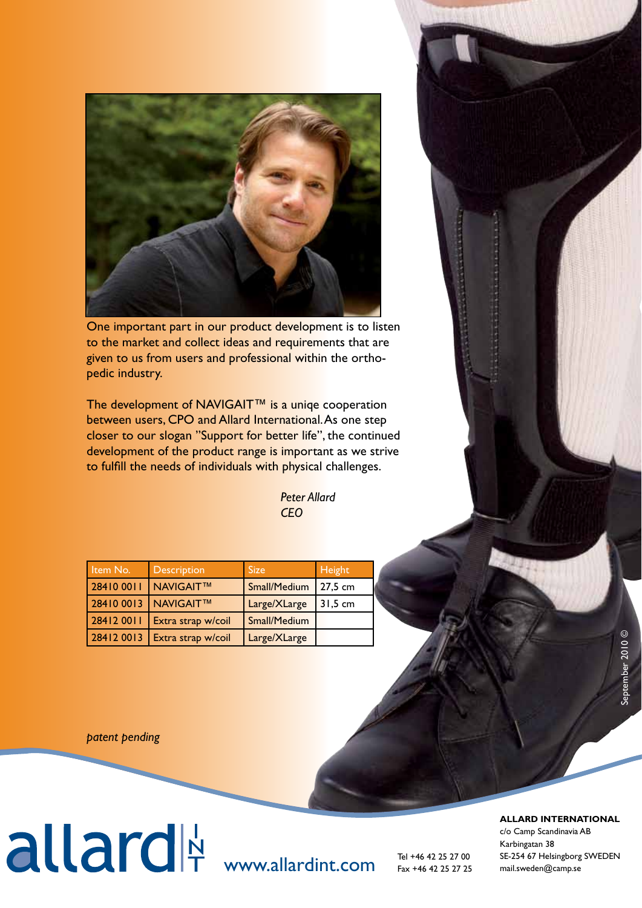One important part in our product development is to listen to the market and collect ideas and requirements that are given to us from users and professional within the orthopedic industry.

The development of NAVIGAIT™ is a uniqe cooperation between users, CPO and Allard International. As one step closer to our slogan "Support for better life", the continued development of the product range is important as we strive to fulfill the needs of individuals with physical challenges.

*Peter Allard*
*CEO*

| Item No. | Description | Size | Height |
|---|---|---|---|
| 28410 0011 | NAVIGAIT™ | Small/Medium | 27,5 cm |
| 28410 0013 | NAVIGAIT™ | Large/XLarge | 31,5 cm |
| 28412 0011 | Extra strap w/coil | Small/Medium | |
| 28412 0013 | Extra strap w/coil | Large/XLarge | |

*patent pending*

September 2010 ©

allard INT

www.allardint.com

Tel +46 42 25 27 00
Fax +46 42 25 27 25

**ALLARD INTERNATIONAL**
c/o Camp Scandinavia AB
Karbingatan 38
SE-254 67 Helsingborg SWEDEN
mail.sweden@camp.se